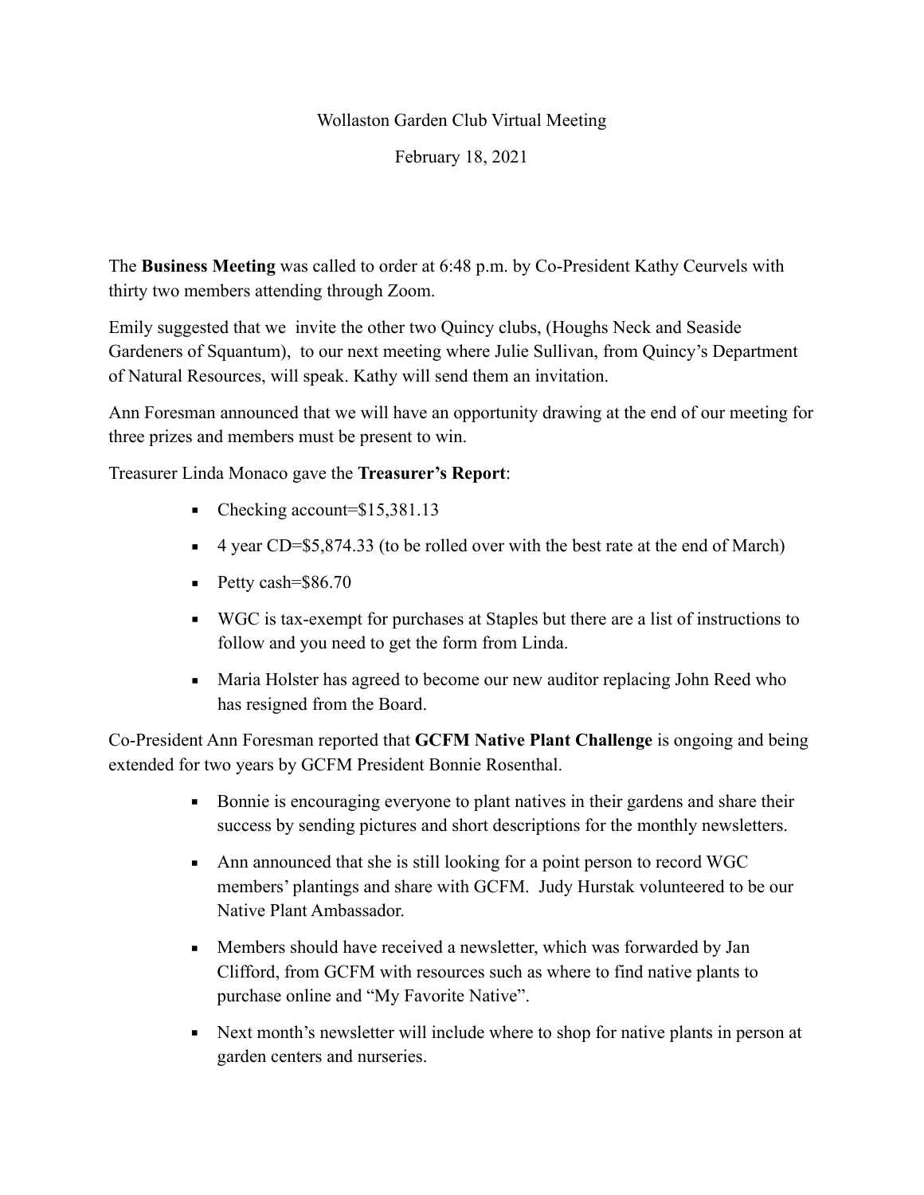Wollaston Garden Club Virtual Meeting

February 18, 2021

The **Business Meeting** was called to order at 6:48 p.m. by Co-President Kathy Ceurvels with thirty two members attending through Zoom.

Emily suggested that we  invite the other two Quincy clubs, (Houghs Neck and Seaside Gardeners of Squantum),  to our next meeting where Julie Sullivan, from Quincy's Department of Natural Resources, will speak. Kathy will send them an invitation.

Ann Foresman announced that we will have an opportunity drawing at the end of our meeting for three prizes and members must be present to win.

Treasurer Linda Monaco gave the **Treasurer's Report**:

- Checking account=$15,381.13
- 4 year CD=$5,874.33 (to be rolled over with the best rate at the end of March)
- Petty cash=$86.70
- WGC is tax-exempt for purchases at Staples but there are a list of instructions to follow and you need to get the form from Linda.
- Maria Holster has agreed to become our new auditor replacing John Reed who has resigned from the Board.

Co-President Ann Foresman reported that **GCFM Native Plant Challenge** is ongoing and being extended for two years by GCFM President Bonnie Rosenthal.

- Bonnie is encouraging everyone to plant natives in their gardens and share their success by sending pictures and short descriptions for the monthly newsletters.
- Ann announced that she is still looking for a point person to record WGC members' plantings and share with GCFM.  Judy Hurstak volunteered to be our Native Plant Ambassador.
- Members should have received a newsletter, which was forwarded by Jan Clifford, from GCFM with resources such as where to find native plants to purchase online and "My Favorite Native".
- Next month's newsletter will include where to shop for native plants in person at garden centers and nurseries.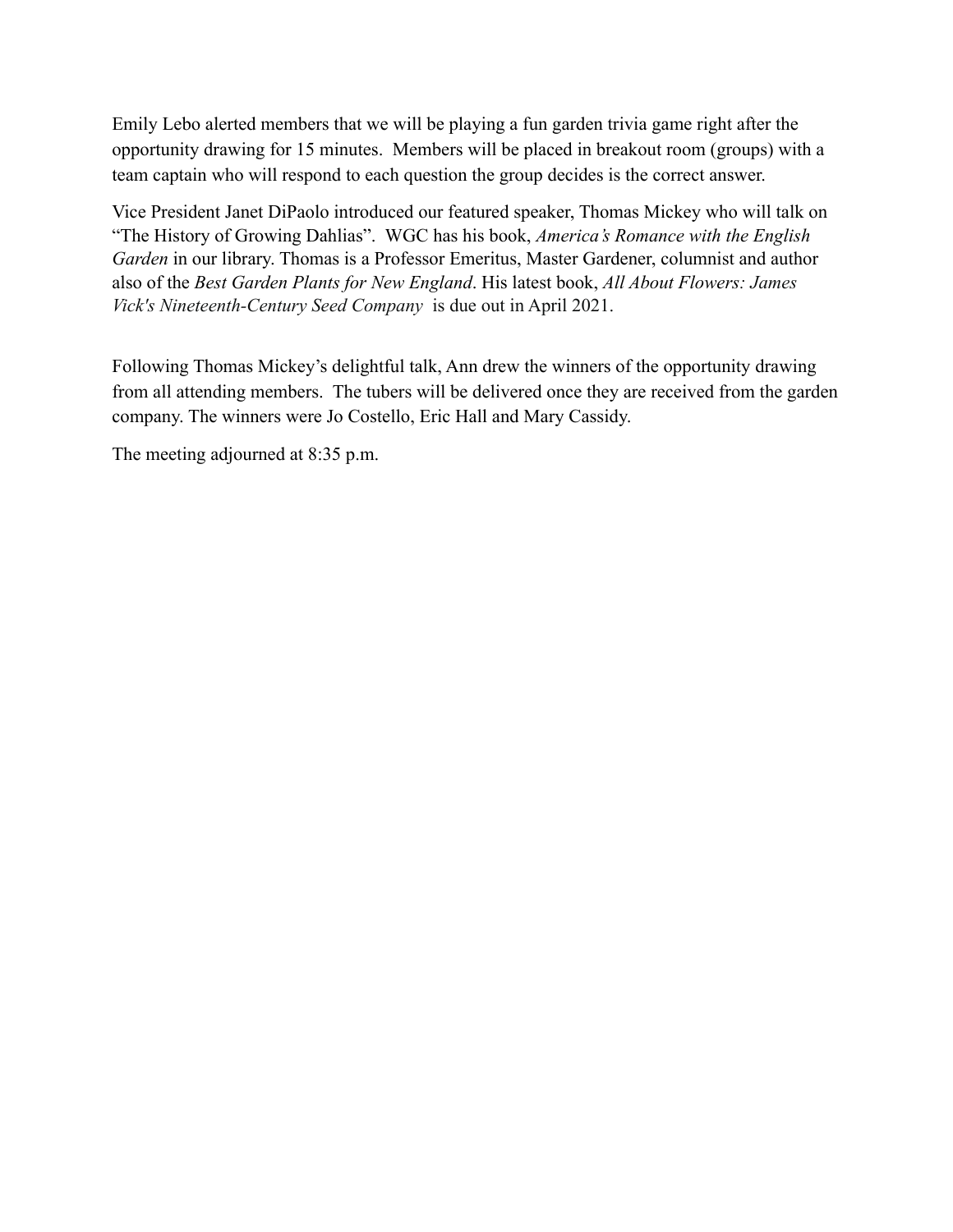Emily Lebo alerted members that we will be playing a fun garden trivia game right after the opportunity drawing for 15 minutes.  Members will be placed in breakout room (groups) with a team captain who will respond to each question the group decides is the correct answer.

Vice President Janet DiPaolo introduced our featured speaker, Thomas Mickey who will talk on "The History of Growing Dahlias".  WGC has his book, *America's Romance with the English Garden* in our library. Thomas is a Professor Emeritus, Master Gardener, columnist and author also of the *Best Garden Plants for New England*. His latest book, *All About Flowers: James Vick's Nineteenth-Century Seed Company*  is due out in April 2021.

Following Thomas Mickey's delightful talk, Ann drew the winners of the opportunity drawing from all attending members.  The tubers will be delivered once they are received from the garden company. The winners were Jo Costello, Eric Hall and Mary Cassidy.

The meeting adjourned at 8:35 p.m.